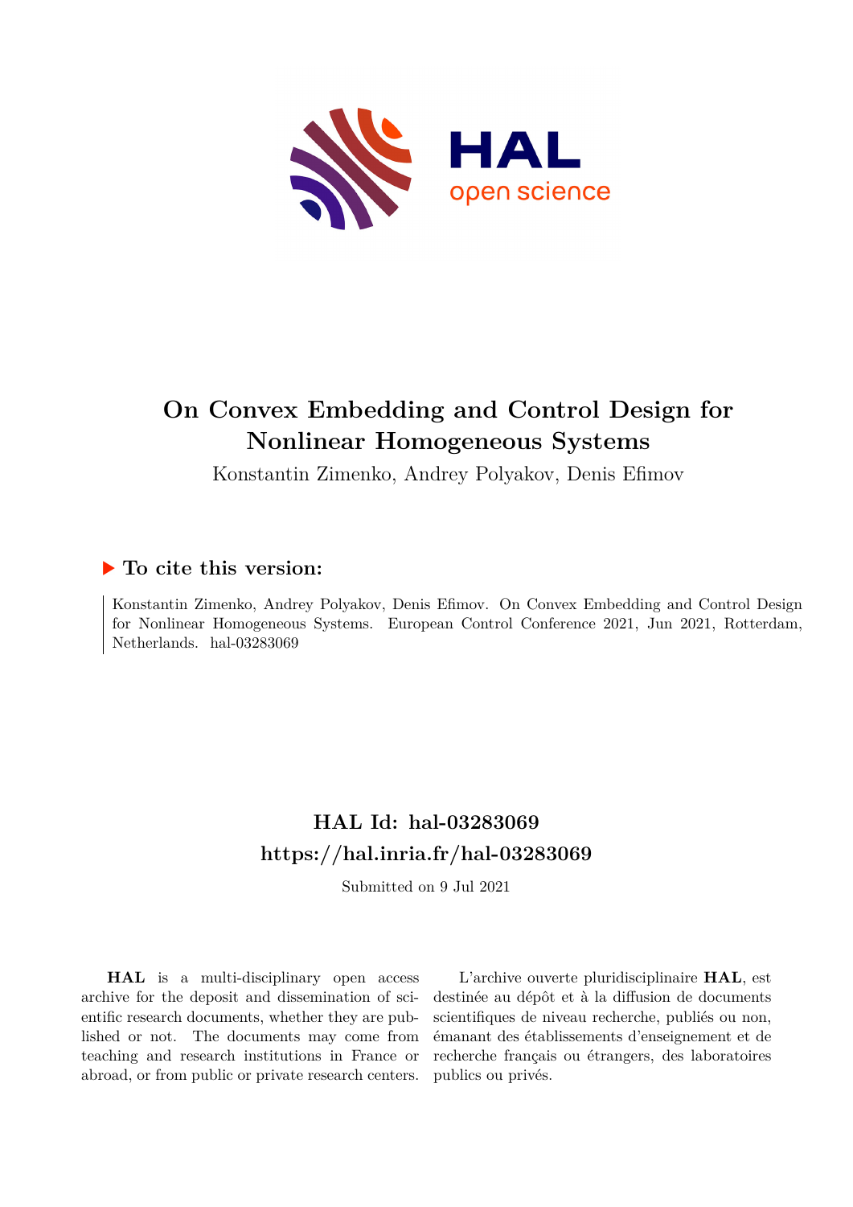# On Convex Embedding and Control Design for Nonlinear Homogeneous Systems

Konstantin Zimenko, Andrey Polyakov, Denis Efimov

### ▶ To cite this version:

Konstantin Zimenko, Andrey Polyakov, Denis Efimov. On Convex Embedding and Control Design for Nonlinear Homogeneous Systems. European Control Conference 2021, Jun 2021, Rotterdam, Netherlands. hal-03283069

## HAL Id: hal-03283069
## https://hal.inria.fr/hal-03283069

Submitted on 9 Jul 2021

**HAL** is a multi-disciplinary open access archive for the deposit and dissemination of scientific research documents, whether they are published or not. The documents may come from teaching and research institutions in France or abroad, or from public or private research centers.

L'archive ouverte pluridisciplinaire **HAL**, est destinée au dépôt et à la diffusion de documents scientifiques de niveau recherche, publiés ou non, émanant des établissements d'enseignement et de recherche français ou étrangers, des laboratoires publics ou privés.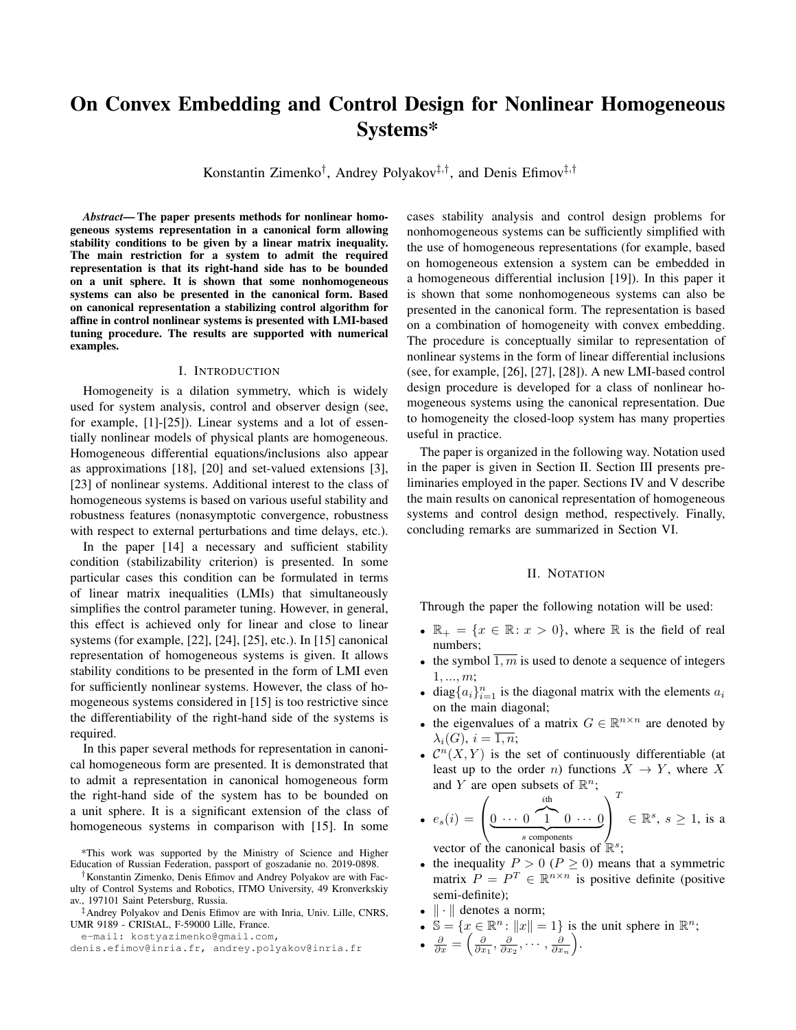# On Convex Embedding and Control Design for Nonlinear Homogeneous Systems*

Konstantin Zimenko[†], Andrey Polyakov[‡,†], and Denis Efimov[‡,†]

***Abstract*— The paper presents methods for nonlinear homogeneous systems representation in a canonical form allowing stability conditions to be given by a linear matrix inequality. The main restriction for a system to admit the required representation is that its right-hand side has to be bounded on a unit sphere. It is shown that some nonhomogeneous systems can also be presented in the canonical form. Based on canonical representation a stabilizing control algorithm for affine in control nonlinear systems is presented with LMI-based tuning procedure. The results are supported with numerical examples.**

## I. Introduction

Homogeneity is a dilation symmetry, which is widely used for system analysis, control and observer design (see, for example, [1]-[25]). Linear systems and a lot of essentially nonlinear models of physical plants are homogeneous. Homogeneous differential equations/inclusions also appear as approximations [18], [20] and set-valued extensions [3], [23] of nonlinear systems. Additional interest to the class of homogeneous systems is based on various useful stability and robustness features (nonasymptotic convergence, robustness with respect to external perturbations and time delays, etc.).

In the paper [14] a necessary and sufficient stability condition (stabilizability criterion) is presented. In some particular cases this condition can be formulated in terms of linear matrix inequalities (LMIs) that simultaneously simplifies the control parameter tuning. However, in general, this effect is achieved only for linear and close to linear systems (for example, [22], [24], [25], etc.). In [15] canonical representation of homogeneous systems is given. It allows stability conditions to be presented in the form of LMI even for sufficiently nonlinear systems. However, the class of homogeneous systems considered in [15] is too restrictive since the differentiability of the right-hand side of the systems is required.

In this paper several methods for representation in canonical homogeneous form are presented. It is demonstrated that to admit a representation in canonical homogeneous form the right-hand side of the system has to be bounded on a unit sphere. It is a significant extension of the class of homogeneous systems in comparison with [15]. In some cases stability analysis and control design problems for nonhomogeneous systems can be sufficiently simplified with the use of homogeneous representations (for example, based on homogeneous extension a system can be embedded in a homogeneous differential inclusion [19]). In this paper it is shown that some nonhomogeneous systems can also be presented in the canonical form. The representation is based on a combination of homogeneity with convex embedding. The procedure is conceptually similar to representation of nonlinear systems in the form of linear differential inclusions (see, for example, [26], [27], [28]). A new LMI-based control design procedure is developed for a class of nonlinear homogeneous systems using the canonical representation. Due to homogeneity the closed-loop system has many properties useful in practice.

The paper is organized in the following way. Notation used in the paper is given in Section II. Section III presents preliminaries employed in the paper. Sections IV and V describe the main results on canonical representation of homogeneous systems and control design method, respectively. Finally, concluding remarks are summarized in Section VI.

## II. Notation

Through the paper the following notation will be used:

- $\mathbb{R}_+ = \{x \in \mathbb{R} \colon x > 0\}$, where $\mathbb{R}$ is the field of real numbers;
- the symbol $\overline{1,m}$ is used to denote a sequence of integers $1,...,m$;
- $\mathrm{diag}\{a_i\}_{i=1}^n$ is the diagonal matrix with the elements $a_i$ on the main diagonal;
- the eigenvalues of a matrix $G \in \mathbb{R}^{n\times n}$ are denoted by $\lambda_i(G)$, $i = \overline{1,n}$;
- $\mathcal{C}^n(X,Y)$ is the set of continuously differentiable (at least up to the order $n$) functions $X \to Y$, where $X$ and $Y$ are open subsets of $\mathbb{R}^n$;
- $e_s(i) = \Big(\underbrace{0 \cdots 0 \overbrace{1}^{i\text{th}} 0 \cdots 0}_{s \text{ components}}\Big)^T \in \mathbb{R}^s$, $s \geq 1$, is a vector of the canonical basis of $\mathbb{R}^s$;
- the inequality $P > 0$ ($P \geq 0$) means that a symmetric matrix $P = P^T \in \mathbb{R}^{n\times n}$ is positive definite (positive semi-definite);
- $\|\cdot\|$ denotes a norm;
- $\mathbb{S} = \{x \in \mathbb{R}^n \colon \|x\| = 1\}$ is the unit sphere in $\mathbb{R}^n$;
- $\frac{\partial}{\partial x} = \left(\frac{\partial}{\partial x_1}, \frac{\partial}{\partial x_2}, \cdots, \frac{\partial}{\partial x_n}\right)$.

*This work was supported by the Ministry of Science and Higher Education of Russian Federation, passport of goszadanie no. 2019-0898.

[†]Konstantin Zimenko, Denis Efimov and Andrey Polyakov are with Faculty of Control Systems and Robotics, ITMO University, 49 Kronverkskiy av., 197101 Saint Petersburg, Russia.

[‡]Andrey Polyakov and Denis Efimov are with Inria, Univ. Lille, CNRS, UMR 9189 - CRIStAL, F-59000 Lille, France.

e-mail: kostyazimenko@gmail.com, denis.efimov@inria.fr, andrey.polyakov@inria.fr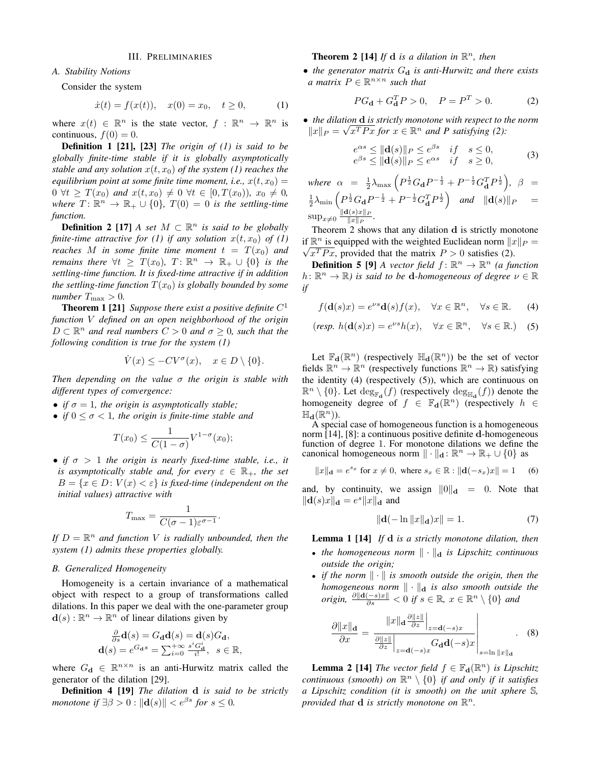## III. Preliminaries

### A. Stability Notions

Consider the system

$$\dot{x}(t) = f(x(t)), \quad x(0) = x_0, \quad t \geq 0, \tag{1}$$

where $x(t) \in \mathbb{R}^n$ is the state vector, $f : \mathbb{R}^n \to \mathbb{R}^n$ is continuous, $f(0) = 0$.

**Definition 1 [21], [23]** *The origin of (1) is said to be globally finite-time stable if it is globally asymptotically stable and any solution $x(t, x_0)$ of the system (1) reaches the equilibrium point at some finite time moment, i.e., $x(t, x_0) = 0 \ \forall t \geq T(x_0)$ and $x(t, x_0) \neq 0 \ \forall t \in [0, T(x_0))$, $x_0 \neq 0$, where $T\colon \mathbb{R}^n \to \mathbb{R}_+ \cup \{0\}$, $T(0) = 0$ is the settling-time function.*

**Definition 2 [17]** *A set $M \subset \mathbb{R}^n$ is said to be globally finite-time attractive for (1) if any solution $x(t, x_0)$ of (1) reaches $M$ in some finite time moment $t = T(x_0)$ and remains there $\forall t \geq T(x_0)$, $T\colon \mathbb{R}^n \to \mathbb{R}_+ \cup \{0\}$ is the settling-time function. It is fixed-time attractive if in addition the settling-time function $T(x_0)$ is globally bounded by some number $T_{\max} > 0$.*

**Theorem 1 [21]** *Suppose there exist a positive definite $C^1$ function $V$ defined on an open neighborhood of the origin $D \subset \mathbb{R}^n$ and real numbers $C > 0$ and $\sigma \geq 0$, such that the following condition is true for the system (1)*

$$\dot{V}(x) \leq -CV^{\sigma}(x), \quad x \in D \setminus \{0\}.$$

*Then depending on the value $\sigma$ the origin is stable with different types of convergence:*

- *if $\sigma = 1$, the origin is asymptotically stable;*
- *if $0 \leq \sigma < 1$, the origin is finite-time stable and*

$$T(x_0) \leq \frac{1}{C(1-\sigma)} V^{1-\sigma}(x_0);$$

- *if $\sigma > 1$ the origin is nearly fixed-time stable, i.e., it is asymptotically stable and, for every $\varepsilon \in \mathbb{R}_+$, the set $B = \{x \in D\colon V(x) < \varepsilon\}$ is fixed-time (independent on the initial values) attractive with*

$$T_{\max} = \frac{1}{C(\sigma - 1)\varepsilon^{\sigma-1}}.$$

*If $D = \mathbb{R}^n$ and function $V$ is radially unbounded, then the system (1) admits these properties globally.*

### B. Generalized Homogeneity

Homogeneity is a certain invariance of a mathematical object with respect to a group of transformations called dilations. In this paper we deal with the one-parameter group $\mathbf{d}(s) : \mathbb{R}^n \to \mathbb{R}^n$ of linear dilations given by

$$\begin{gathered} \tfrac{\partial}{\partial s}\mathbf{d}(s) = G_{\mathbf{d}}\mathbf{d}(s) = \mathbf{d}(s)G_{\mathbf{d}}, \\ \mathbf{d}(s) = e^{G_{\mathbf{d}}s} = \sum_{i=0}^{+\infty} \tfrac{s^i G_{\mathbf{d}}^i}{i!}, \quad s \in \mathbb{R}, \end{gathered}$$

where $G_{\mathbf{d}} \in \mathbb{R}^{n \times n}$ is an anti-Hurwitz matrix called the generator of the dilation [29].

**Definition 4 [19]** *The dilation $\mathbf{d}$ is said to be strictly monotone if $\exists \beta > 0 : \|\mathbf{d}(s)\| < e^{\beta s}$ for $s \leq 0$.*

**Theorem 2 [14]** *If $\mathbf{d}$ is a dilation in $\mathbb{R}^n$, then*

- *the generator matrix $G_{\mathbf{d}}$ is anti-Hurwitz and there exists a matrix $P \in \mathbb{R}^{n \times n}$ such that*

$$PG_{\mathbf{d}} + G_{\mathbf{d}}^T P > 0, \quad P = P^T > 0. \tag{2}$$

- *the dilation $\mathbf{d}$ is strictly monotone with respect to the norm $\|x\|_P = \sqrt{x^T P x}$ for $x \in \mathbb{R}^n$ and $P$ satisfying (2):*

$$\begin{array}{ll} e^{\alpha s} \leq \|\mathbf{d}(s)\|_P \leq e^{\beta s} & if \quad s \leq 0, \\ e^{\beta s} \leq \|\mathbf{d}(s)\|_P \leq e^{\alpha s} & if \quad s \geq 0, \end{array} \tag{3}$$

*where $\alpha = \frac{1}{2}\lambda_{\max}\left(P^{\frac{1}{2}}G_{\mathbf{d}}P^{-\frac{1}{2}} + P^{-\frac{1}{2}}G_{\mathbf{d}}^T P^{\frac{1}{2}}\right)$, $\beta = \frac{1}{2}\lambda_{\min}\left(P^{\frac{1}{2}}G_{\mathbf{d}}P^{-\frac{1}{2}} + P^{-\frac{1}{2}}G_{\mathbf{d}}^T P^{\frac{1}{2}}\right)$ and $\|\mathbf{d}(s)\|_P = \sup_{x \neq 0} \frac{\|\mathbf{d}(s)x\|_P}{\|x\|_P}$.*

Theorem 2 shows that any dilation $\mathbf{d}$ is strictly monotone if $\mathbb{R}^n$ is equipped with the weighted Euclidean norm $\|x\|_P = \sqrt{x^T P x}$, provided that the matrix $P > 0$ satisfies (2).

**Definition 5 [9]** *A vector field $f\colon \mathbb{R}^n \to \mathbb{R}^n$ (a function $h\colon \mathbb{R}^n \to \mathbb{R}$) is said to be $\mathbf{d}$-homogeneous of degree $\nu \in \mathbb{R}$ if*

$$f(\mathbf{d}(s)x) = e^{\nu s}\mathbf{d}(s)f(x), \quad \forall x \in \mathbb{R}^n, \quad \forall s \in \mathbb{R}. \tag{4}$$

$$(\textit{resp. } h(\mathbf{d}(s)x) = e^{\nu s}h(x), \quad \forall x \in \mathbb{R}^n, \quad \forall s \in \mathbb{R}.) \tag{5}$$

Let $\mathbb{F}_{\mathbf{d}}(\mathbb{R}^n)$ (respectively $\mathbb{H}_{\mathbf{d}}(\mathbb{R}^n)$) be the set of vector fields $\mathbb{R}^n \to \mathbb{R}^n$ (respectively functions $\mathbb{R}^n \to \mathbb{R}$) satisfying the identity (4) (respectively (5)), which are continuous on $\mathbb{R}^n \setminus \{0\}$. Let $\deg_{\mathbb{F}_{\mathbf{d}}}(f)$ (respectively $\deg_{\mathbb{H}_{\mathbf{d}}}(f)$) denote the homogeneity degree of $f \in \mathbb{F}_{\mathbf{d}}(\mathbb{R}^n)$ (respectively $h \in \mathbb{H}_{\mathbf{d}}(\mathbb{R}^n)$).

A special case of homogeneous function is a homogeneous norm [14], [8]: a continuous positive definite $\mathbf{d}$-homogeneous function of degree 1. For monotone dilations we define the canonical homogeneous norm $\|\cdot\|_{\mathbf{d}}\colon \mathbb{R}^n \to \mathbb{R}_+ \cup \{0\}$ as

$$\|x\|_{\mathbf{d}} = e^{s_x} \text{ for } x \neq 0, \text{ where } s_x \in \mathbb{R} : \|\mathbf{d}(-s_x)x\| = 1 \tag{6}$$

and, by continuity, we assign $\|0\|_{\mathbf{d}} = 0$. Note that $\|\mathbf{d}(s)x\|_{\mathbf{d}} = e^s\|x\|_{\mathbf{d}}$ and

$$\|\mathbf{d}(-\ln\|x\|_{\mathbf{d}})x\| = 1. \tag{7}$$

**Lemma 1 [14]** *If $\mathbf{d}$ is a strictly monotone dilation, then*

- *the homogeneous norm $\|\cdot\|_{\mathbf{d}}$ is Lipschitz continuous outside the origin;*
- *if the norm $\|\cdot\|$ is smooth outside the origin, then the homogeneous norm $\|\cdot\|_{\mathbf{d}}$ is also smooth outside the origin, $\frac{\partial\|\mathbf{d}(-s)x\|}{\partial s} < 0$ if $s \in \mathbb{R}$, $x \in \mathbb{R}^n \setminus \{0\}$ and*

$$\frac{\partial\|x\|_{\mathbf{d}}}{\partial x} = \left.\frac{\|x\|_{\mathbf{d}} \left.\frac{\partial\|z\|}{\partial z}\right|_{z=\mathbf{d}(-s)x}}{\left.\frac{\partial\|z\|}{\partial z}\right|_{z=\mathbf{d}(-s)x} G_{\mathbf{d}}\mathbf{d}(-s)x}\right|_{s=\ln\|x\|_{\mathbf{d}}}. \tag{8}$$

**Lemma 2 [14]** *The vector field $f \in \mathbb{F}_{\mathbf{d}}(\mathbb{R}^n)$ is Lipschitz continuous (smooth) on $\mathbb{R}^n \setminus \{0\}$ if and only if it satisfies a Lipschitz condition (it is smooth) on the unit sphere $\mathbb{S}$, provided that $\mathbf{d}$ is strictly monotone on $\mathbb{R}^n$.*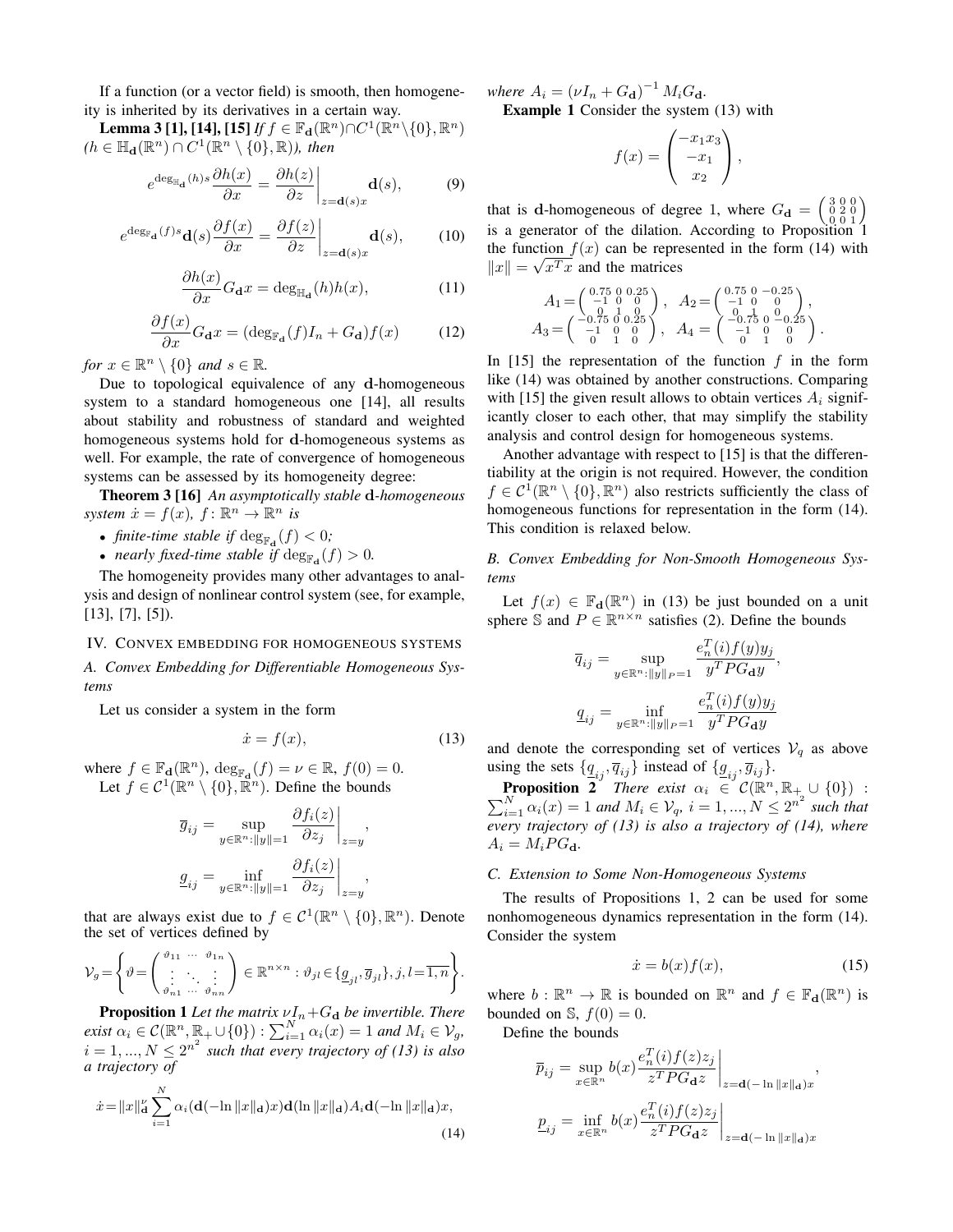If a function (or a vector field) is smooth, then homogeneity is inherited by its derivatives in a certain way.

**Lemma 3 [1], [14], [15]** *If $f \in \mathbb{F}_{\mathbf{d}}(\mathbb{R}^n) \cap C^1(\mathbb{R}^n \setminus \{0\}, \mathbb{R}^n)$ ($h \in \mathbb{H}_{\mathbf{d}}(\mathbb{R}^n) \cap C^1(\mathbb{R}^n \setminus \{0\}, \mathbb{R})$), then*

$$e^{\deg_{\mathbb{H}_{\mathbf{d}}}(h)s} \frac{\partial h(x)}{\partial x} = \left. \frac{\partial h(z)}{\partial z} \right|_{z=\mathbf{d}(s)x} \mathbf{d}(s), \tag{9}$$

$$e^{\deg_{\mathbb{F}_{\mathbf{d}}}(f)s} \mathbf{d}(s) \frac{\partial f(x)}{\partial x} = \left. \frac{\partial f(z)}{\partial z} \right|_{z=\mathbf{d}(s)x} \mathbf{d}(s), \tag{10}$$

$$\frac{\partial h(x)}{\partial x} G_{\mathbf{d}} x = \deg_{\mathbb{H}_{\mathbf{d}}}(h) h(x), \tag{11}$$

$$\frac{\partial f(x)}{\partial x} G_{\mathbf{d}} x = (\deg_{\mathbb{F}_{\mathbf{d}}}(f) I_n + G_{\mathbf{d}}) f(x) \tag{12}$$

*for $x \in \mathbb{R}^n \setminus \{0\}$ and $s \in \mathbb{R}$.*

Due to topological equivalence of any $\mathbf{d}$-homogeneous system to a standard homogeneous one [14], all results about stability and robustness of standard and weighted homogeneous systems hold for $\mathbf{d}$-homogeneous systems as well. For example, the rate of convergence of homogeneous systems can be assessed by its homogeneity degree:

**Theorem 3 [16]** *An asymptotically stable $\mathbf{d}$-homogeneous system $\dot{x} = f(x)$, $f\colon \mathbb{R}^n \to \mathbb{R}^n$ is*

- *finite-time stable if $\deg_{\mathbb{F}_{\mathbf{d}}}(f) < 0$;*
- *nearly fixed-time stable if $\deg_{\mathbb{F}_{\mathbf{d}}}(f) > 0$.*

The homogeneity provides many other advantages to analysis and design of nonlinear control system (see, for example, [13], [7], [5]).

## IV. Convex embedding for homogeneous systems

### A. Convex Embedding for Differentiable Homogeneous Systems

Let us consider a system in the form

$$\dot{x} = f(x), \tag{13}$$

where $f \in \mathbb{F}_{\mathbf{d}}(\mathbb{R}^n)$, $\deg_{\mathbb{F}_{\mathbf{d}}}(f) = \nu \in \mathbb{R}$, $f(0) = 0$.

Let $f \in \mathcal{C}^1(\mathbb{R}^n \setminus \{0\}, \mathbb{R}^n)$. Define the bounds

$$\overline{g}_{ij} = \sup_{y \in \mathbb{R}^n : \|y\|=1} \left. \frac{\partial f_i(z)}{\partial z_j} \right|_{z=y},$$

$$\underline{g}_{ij} = \inf_{y \in \mathbb{R}^n : \|y\|=1} \left. \frac{\partial f_i(z)}{\partial z_j} \right|_{z=y},$$

that are always exist due to $f \in \mathcal{C}^1(\mathbb{R}^n \setminus \{0\}, \mathbb{R}^n)$. Denote the set of vertices defined by

$$\mathcal{V}_g = \left\{ \vartheta = \begin{pmatrix} \vartheta_{11} & \cdots & \vartheta_{1n} \\ \vdots & \ddots & \vdots \\ \vartheta_{n1} & \cdots & \vartheta_{nn} \end{pmatrix} \in \mathbb{R}^{n \times n} : \vartheta_{jl} \in \{\underline{g}_{jl}, \overline{g}_{jl}\}, j, l = \overline{1, n} \right\}.$$

**Proposition 1** *Let the matrix $\nu I_n + G_{\mathbf{d}}$ be invertible. There exist $\alpha_i \in \mathcal{C}(\mathbb{R}^n, \mathbb{R}_+ \cup \{0\}) : \sum_{i=1}^N \alpha_i(x) = 1$ and $M_i \in \mathcal{V}_g$, $i = 1, ..., N \le 2^{n^2}$ such that every trajectory of (13) is also a trajectory of*

$$\dot{x} = \|x\|_{\mathbf{d}}^{\nu} \sum_{i=1}^N \alpha_i(\mathbf{d}(-\ln\|x\|_{\mathbf{d}})x) \mathbf{d}(\ln\|x\|_{\mathbf{d}}) A_i \mathbf{d}(-\ln\|x\|_{\mathbf{d}})x, \tag{14}$$

*where $A_i = (\nu I_n + G_{\mathbf{d}})^{-1} M_i G_{\mathbf{d}}$.*

**Example 1** Consider the system (13) with

$$f(x) = \begin{pmatrix} -x_1 x_3 \\ -x_1 \\ x_2 \end{pmatrix},$$

that is $\mathbf{d}$-homogeneous of degree 1, where $G_{\mathbf{d}} = \left(\begin{smallmatrix} 3 & 0 & 0 \\ 0 & 2 & 0 \\ 0 & 0 & 1 \end{smallmatrix}\right)$ is a generator of the dilation. According to Proposition 1 the function $f(x)$ can be represented in the form (14) with $\|x\| = \sqrt{x^T x}$ and the matrices

$$A_1 = \begin{pmatrix} 0.75 & 0 & 0.25 \\ -1 & 0 & 0 \\ 0 & 1 & 0 \end{pmatrix}, \quad A_2 = \begin{pmatrix} 0.75 & 0 & -0.25 \\ -1 & 0 & 0 \\ 0 & 1 & 0 \end{pmatrix},$$
$$A_3 = \begin{pmatrix} -0.75 & 0 & 0.25 \\ -1 & 0 & 0 \\ 0 & 1 & 0 \end{pmatrix}, \quad A_4 = \begin{pmatrix} -0.75 & 0 & -0.25 \\ -1 & 0 & 0 \\ 0 & 1 & 0 \end{pmatrix}.$$

In [15] the representation of the function $f$ in the form like (14) was obtained by another constructions. Comparing with [15] the given result allows to obtain vertices $A_i$ significantly closer to each other, that may simplify the stability analysis and control design for homogeneous systems.

Another advantage with respect to [15] is that the differentiability at the origin is not required. However, the condition $f \in \mathcal{C}^1(\mathbb{R}^n \setminus \{0\}, \mathbb{R}^n)$ also restricts sufficiently the class of homogeneous functions for representation in the form (14). This condition is relaxed below.

### B. Convex Embedding for Non-Smooth Homogeneous Systems

Let $f(x) \in \mathbb{F}_{\mathbf{d}}(\mathbb{R}^n)$ in (13) be just bounded on a unit sphere $\mathbb{S}$ and $P \in \mathbb{R}^{n \times n}$ satisfies (2). Define the bounds

$$\overline{q}_{ij} = \sup_{y \in \mathbb{R}^n : \|y\|_P = 1} \frac{e_n^T(i) f(y) y_j}{y^T P G_{\mathbf{d}} y},$$

$$\underline{q}_{ij} = \inf_{y \in \mathbb{R}^n : \|y\|_P = 1} \frac{e_n^T(i) f(y) y_j}{y^T P G_{\mathbf{d}} y}$$

and denote the corresponding set of vertices $\mathcal{V}_q$ as above using the sets $\{\underline{q}_{ij}, \overline{q}_{ij}\}$ instead of $\{\underline{g}_{ij}, \overline{g}_{ij}\}$.

**Proposition 2** *There exist $\alpha_i \in \mathcal{C}(\mathbb{R}^n, \mathbb{R}_+ \cup \{0\}) : \sum_{i=1}^N \alpha_i(x) = 1$ and $M_i \in \mathcal{V}_q$, $i = 1, ..., N \le 2^{n^2}$ such that every trajectory of (13) is also a trajectory of (14), where $A_i = M_i P G_{\mathbf{d}}$.*

### C. Extension to Some Non-Homogeneous Systems

The results of Propositions 1, 2 can be used for some nonhomogeneous dynamics representation in the form (14). Consider the system

$$\dot{x} = b(x) f(x), \tag{15}$$

where $b : \mathbb{R}^n \to \mathbb{R}$ is bounded on $\mathbb{R}^n$ and $f \in \mathbb{F}_{\mathbf{d}}(\mathbb{R}^n)$ is bounded on $\mathbb{S}$, $f(0) = 0$.

Define the bounds

$$\overline{p}_{ij} = \sup_{x \in \mathbb{R}^n} b(x) \left. \frac{e_n^T(i) f(z) z_j}{z^T P G_{\mathbf{d}} z} \right|_{z=\mathbf{d}(-\ln\|x\|_{\mathbf{d}})x},$$

$$\underline{p}_{ij} = \inf_{x \in \mathbb{R}^n} b(x) \left. \frac{e_n^T(i) f(z) z_j}{z^T P G_{\mathbf{d}} z} \right|_{z=\mathbf{d}(-\ln\|x\|_{\mathbf{d}})x}$$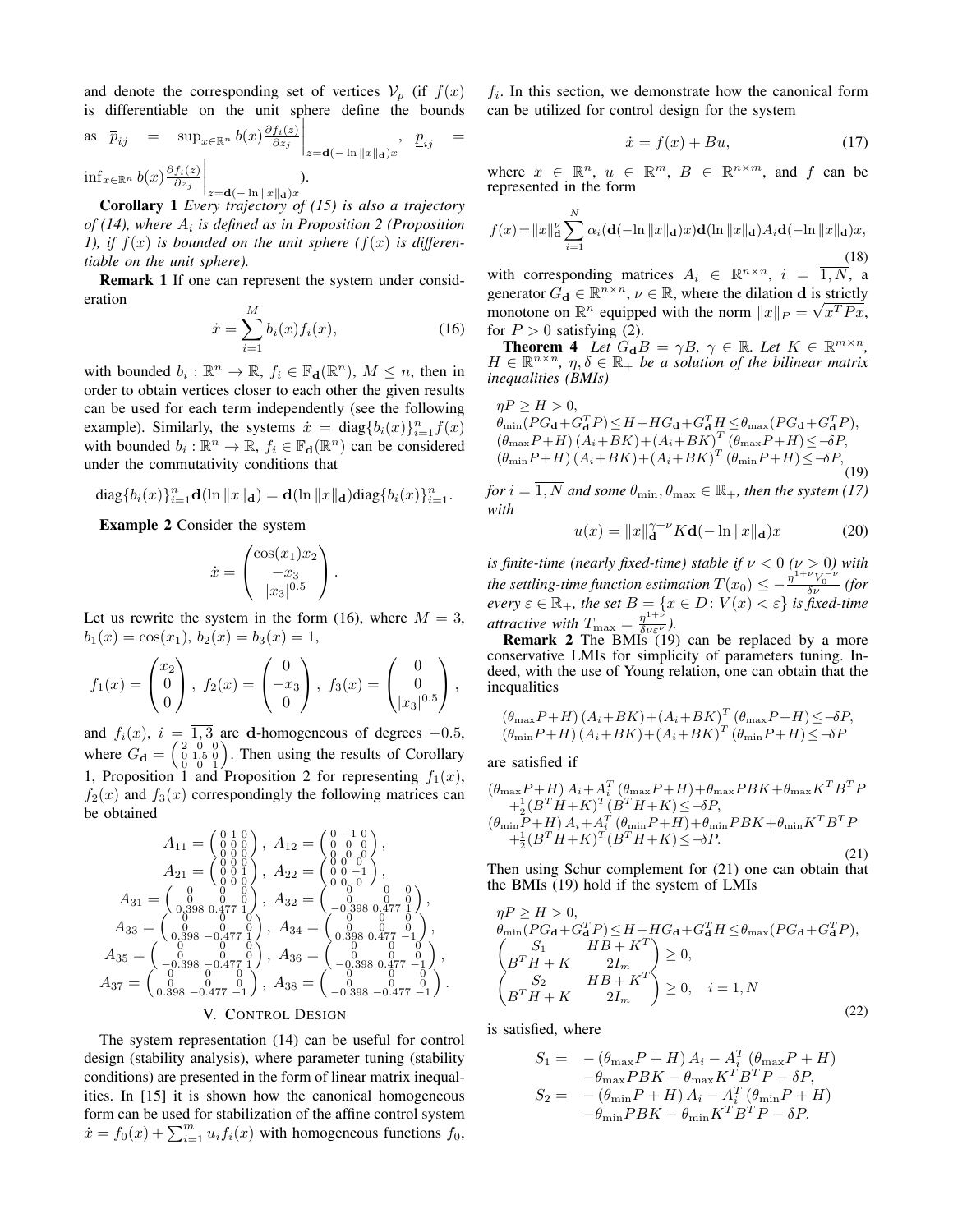and denote the corresponding set of vertices $\mathcal{V}_p$ (if $f(x)$ is differentiable on the unit sphere define the bounds as $\overline{p}_{ij} = \sup_{x\in\mathbb{R}^n} b(x)\frac{\partial f_i(z)}{\partial z_j}\Big|_{z=\mathbf{d}(-\ln\|x\|_\mathbf{d})x}$, $\underline{p}_{ij} = \inf_{x\in\mathbb{R}^n} b(x)\frac{\partial f_i(z)}{\partial z_j}\Big|_{z=\mathbf{d}(-\ln\|x\|_\mathbf{d})x}$).

**Corollary 1** *Every trajectory of (15) is also a trajectory of (14), where $A_i$ is defined as in Proposition 2 (Proposition 1), if $f(x)$ is bounded on the unit sphere ($f(x)$ is differentiable on the unit sphere).*

**Remark 1** If one can represent the system under consideration

$$\dot{x} = \sum_{i=1}^{M} b_i(x) f_i(x), \tag{16}$$

with bounded $b_i : \mathbb{R}^n \to \mathbb{R}$, $f_i \in \mathbb{F}_\mathbf{d}(\mathbb{R}^n)$, $M \leq n$, then in order to obtain vertices closer to each other the given results can be used for each term independently (see the following example). Similarly, the systems $\dot{x} = \mathrm{diag}\{b_i(x)\}_{i=1}^n f(x)$ with bounded $b_i : \mathbb{R}^n \to \mathbb{R}$, $f_i \in \mathbb{F}_\mathbf{d}(\mathbb{R}^n)$ can be considered under the commutativity conditions that

$$\mathrm{diag}\{b_i(x)\}_{i=1}^n \mathbf{d}(\ln\|x\|_\mathbf{d}) = \mathbf{d}(\ln\|x\|_\mathbf{d})\mathrm{diag}\{b_i(x)\}_{i=1}^n.$$

**Example 2** Consider the system

$$\dot{x} = \begin{pmatrix} \cos(x_1)x_2 \\ -x_3 \\ |x_3|^{0.5} \end{pmatrix}.$$

Let us rewrite the system in the form (16), where $M = 3$, $b_1(x) = \cos(x_1)$, $b_2(x) = b_3(x) = 1$,

$$f_1(x) = \begin{pmatrix} x_2 \\ 0 \\ 0 \end{pmatrix},\ f_2(x) = \begin{pmatrix} 0 \\ -x_3 \\ 0 \end{pmatrix},\ f_3(x) = \begin{pmatrix} 0 \\ 0 \\ |x_3|^{0.5} \end{pmatrix},$$

and $f_i(x)$, $i = \overline{1,3}$ are $\mathbf{d}$-homogeneous of degrees $-0.5$, where $G_\mathbf{d} = \left(\begin{smallmatrix} 2 & 0 & 0 \\ 0 & 1.5 & 0 \\ 0 & 0 & 1 \end{smallmatrix}\right)$. Then using the results of Corollary 1, Proposition 1 and Proposition 2 for representing $f_1(x)$, $f_2(x)$ and $f_3(x)$ correspondingly the following matrices can be obtained

$$A_{11} = \begin{pmatrix} 0 & 1 & 0 \\ 0 & 0 & 0 \\ 0 & 0 & 0 \end{pmatrix},\ A_{12} = \begin{pmatrix} 0 & -1 & 0 \\ 0 & 0 & 0 \\ 0 & 0 & 0 \end{pmatrix},$$
$$A_{21} = \begin{pmatrix} 0 & 0 & 0 \\ 0 & 0 & 1 \\ 0 & 0 & 0 \end{pmatrix},\ A_{22} = \begin{pmatrix} 0 & 0 & 0 \\ 0 & 0 & -1 \\ 0 & 0 & 0 \end{pmatrix},$$
$$A_{31} = \begin{pmatrix} 0 & 0 & 0 \\ 0 & 0 & 0 \\ 0.398 & 0.477 & 1 \end{pmatrix},\ A_{32} = \begin{pmatrix} 0 & 0 & 0 \\ 0 & 0 & 0 \\ -0.398 & 0.477 & 1 \end{pmatrix},$$
$$A_{33} = \begin{pmatrix} 0 & 0 & 0 \\ 0 & 0 & 0 \\ 0.398 & -0.477 & 1 \end{pmatrix},\ A_{34} = \begin{pmatrix} 0 & 0 & 0 \\ 0 & 0 & 0 \\ 0.398 & 0.477 & -1 \end{pmatrix},$$
$$A_{35} = \begin{pmatrix} 0 & 0 & 0 \\ 0 & 0 & 0 \\ -0.398 & -0.477 & 1 \end{pmatrix},\ A_{36} = \begin{pmatrix} 0 & 0 & 0 \\ 0 & 0 & 0 \\ -0.398 & 0.477 & -1 \end{pmatrix},$$
$$A_{37} = \begin{pmatrix} 0 & 0 & 0 \\ 0 & 0 & 0 \\ 0.398 & -0.477 & -1 \end{pmatrix},\ A_{38} = \begin{pmatrix} 0 & 0 & 0 \\ 0 & 0 & 0 \\ -0.398 & -0.477 & -1 \end{pmatrix}.$$

## V. Control Design

The system representation (14) can be useful for control design (stability analysis), where parameter tuning (stability conditions) are presented in the form of linear matrix inequalities. In [15] it is shown how the canonical homogeneous form can be used for stabilization of the affine control system $\dot{x} = f_0(x) + \sum_{i=1}^m u_i f_i(x)$ with homogeneous functions $f_0$, $f_i$. In this section, we demonstrate how the canonical form can be utilized for control design for the system

$$\dot{x} = f(x) + Bu, \tag{17}$$

where $x \in \mathbb{R}^n$, $u \in \mathbb{R}^m$, $B \in \mathbb{R}^{n\times m}$, and $f$ can be represented in the form

$$f(x) = \|x\|_\mathbf{d}^\nu \sum_{i=1}^N \alpha_i(\mathbf{d}(-\ln\|x\|_\mathbf{d})x)\mathbf{d}(\ln\|x\|_\mathbf{d})A_i\mathbf{d}(-\ln\|x\|_\mathbf{d})x, \tag{18}$$

with corresponding matrices $A_i \in \mathbb{R}^{n\times n}$, $i = \overline{1,N}$, a generator $G_\mathbf{d} \in \mathbb{R}^{n\times n}$, $\nu \in \mathbb{R}$, where the dilation $\mathbf{d}$ is strictly monotone on $\mathbb{R}^n$ equipped with the norm $\|x\|_P = \sqrt{x^T P x}$, for $P > 0$ satisfying (2).

**Theorem 4** *Let $G_\mathbf{d}B = \gamma B$, $\gamma \in \mathbb{R}$. Let $K \in \mathbb{R}^{m\times n}$, $H \in \mathbb{R}^{n\times n}$, $\eta, \delta \in \mathbb{R}_+$ be a solution of the bilinear matrix inequalities (BMIs)*

$$\begin{aligned}
&\eta P \geq H > 0,\\
&\theta_{\min}(PG_\mathbf{d} + G_\mathbf{d}^T P) \leq H + HG_\mathbf{d} + G_\mathbf{d}^T H \leq \theta_{\max}(PG_\mathbf{d} + G_\mathbf{d}^T P),\\
&(\theta_{\max}P + H)(A_i + BK) + (A_i + BK)^T(\theta_{\max}P + H) \leq -\delta P,\\
&(\theta_{\min}P + H)(A_i + BK) + (A_i + BK)^T(\theta_{\min}P + H) \leq -\delta P,
\end{aligned} \tag{19}$$

*for $i = \overline{1,N}$ and some $\theta_{\min}, \theta_{\max} \in \mathbb{R}_+$, then the system (17) with*

$$u(x) = \|x\|_\mathbf{d}^{\gamma+\nu} K\mathbf{d}(-\ln\|x\|_\mathbf{d})x \tag{20}$$

*is finite-time (nearly fixed-time) stable if $\nu < 0$ ($\nu > 0$) with the settling-time function estimation $T(x_0) \leq -\frac{\eta^{1+\nu}V_0^{-\nu}}{\delta\nu}$ (for every $\varepsilon \in \mathbb{R}_+$, the set $B = \{x \in D : V(x) < \varepsilon\}$ is fixed-time attractive with $T_{\max} = \frac{\eta^{1+\nu}}{\delta\nu\varepsilon^\nu}$).*

**Remark 2** The BMIs (19) can be replaced by a more conservative LMIs for simplicity of parameters tuning. Indeed, with the use of Young relation, one can obtain that the inequalities

$$\begin{aligned}
&(\theta_{\max}P + H)(A_i + BK) + (A_i + BK)^T(\theta_{\max}P + H) \leq -\delta P,\\
&(\theta_{\min}P + H)(A_i + BK) + (A_i + BK)^T(\theta_{\min}P + H) \leq -\delta P
\end{aligned}$$

are satisfied if

$$\begin{aligned}
&(\theta_{\max}P + H)A_i + A_i^T(\theta_{\max}P + H) + \theta_{\max}PBK + \theta_{\max}K^T B^T P\\
&\quad + \tfrac{1}{2}(B^T H + K)^T(B^T H + K) \leq -\delta P,\\
&(\theta_{\min}P + H)A_i + A_i^T(\theta_{\min}P + H) + \theta_{\min}PBK + \theta_{\min}K^T B^T P\\
&\quad + \tfrac{1}{2}(B^T H + K)^T(B^T H + K) \leq -\delta P.
\end{aligned} \tag{21}$$

Then using Schur complement for (21) one can obtain that the BMIs (19) hold if the system of LMIs

$$\begin{aligned}
&\eta P \geq H > 0,\\
&\theta_{\min}(PG_\mathbf{d} + G_\mathbf{d}^T P) \leq H + HG_\mathbf{d} + G_\mathbf{d}^T H \leq \theta_{\max}(PG_\mathbf{d} + G_\mathbf{d}^T P),\\
&\begin{pmatrix} S_1 & HB + K^T \\ B^T H + K & 2I_m \end{pmatrix} \geq 0,\\
&\begin{pmatrix} S_2 & HB + K^T \\ B^T H + K & 2I_m \end{pmatrix} \geq 0, \quad i = \overline{1,N}
\end{aligned} \tag{22}$$

is satisfied, where

$$\begin{aligned}
S_1 = &\ -(\theta_{\max}P + H)A_i - A_i^T(\theta_{\max}P + H)\\
&\ -\theta_{\max}PBK - \theta_{\max}K^T B^T P - \delta P,\\
S_2 = &\ -(\theta_{\min}P + H)A_i - A_i^T(\theta_{\min}P + H)\\
&\ -\theta_{\min}PBK - \theta_{\min}K^T B^T P - \delta P.
\end{aligned}$$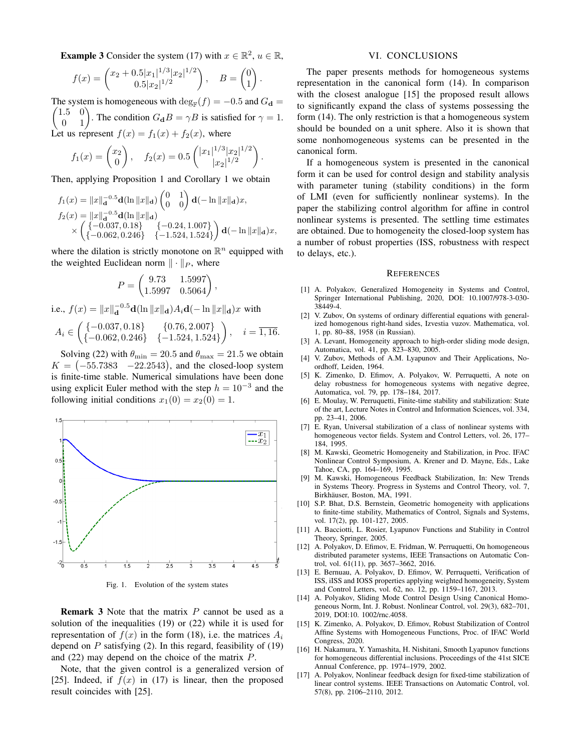**Example 3** Consider the system (17) with $x \in \mathbb{R}^2$, $u \in \mathbb{R}$,

$$f(x) = \begin{pmatrix} x_2 + 0.5|x_1|^{1/3}|x_2|^{1/2} \\ 0.5|x_2|^{1/2} \end{pmatrix}, \quad B = \begin{pmatrix} 0 \\ 1 \end{pmatrix}.$$

The system is homogeneous with $\deg_{\mathbb{F}}(f) = -0.5$ and $G_{\mathbf{d}} = \begin{pmatrix} 1.5 & 0 \\ 0 & 1 \end{pmatrix}$. The condition $G_{\mathbf{d}}B = \gamma B$ is satisfied for $\gamma = 1$. Let us represent $f(x) = f_1(x) + f_2(x)$, where

$$f_1(x) = \begin{pmatrix} x_2 \\ 0 \end{pmatrix}, \quad f_2(x) = 0.5 \begin{pmatrix} |x_1|^{1/3}|x_2|^{1/2} \\ |x_2|^{1/2} \end{pmatrix}.$$

Then, applying Proposition 1 and Corollary 1 we obtain

$$f_1(x) = \|x\|_{\mathbf{d}}^{-0.5}\mathbf{d}(\ln\|x\|_{\mathbf{d}}) \begin{pmatrix} 0 & 1 \\ 0 & 0 \end{pmatrix} \mathbf{d}(-\ln\|x\|_{\mathbf{d}})x,$$
$$f_2(x) = \|x\|_{\mathbf{d}}^{-0.5}\mathbf{d}(\ln\|x\|_{\mathbf{d}}) \times \begin{pmatrix} \{-0.037, 0.18\} & \{-0.24, 1.007\} \\ \{-0.062, 0.246\} & \{-1.524, 1.524\} \end{pmatrix} \mathbf{d}(-\ln\|x\|_{\mathbf{d}})x,$$

where the dilation is strictly monotone on $\mathbb{R}^n$ equipped with the weighted Euclidean norm $\|\cdot\|_P$, where

$$P = \begin{pmatrix} 9.73 & 1.5997 \\ 1.5997 & 0.5064 \end{pmatrix},$$

i.e., $f(x) = \|x\|_{\mathbf{d}}^{-0.5}\mathbf{d}(\ln\|x\|_{\mathbf{d}})A_i\mathbf{d}(-\ln\|x\|_{\mathbf{d}})x$ with

$$A_i \in \begin{pmatrix} \{-0.037, 0.18\} & \{0.76, 2.007\} \\ \{-0.062, 0.246\} & \{-1.524, 1.524\} \end{pmatrix}, \quad i = \overline{1, 16}.$$

Solving (22) with $\theta_{\min} = 20.5$ and $\theta_{\max} = 21.5$ we obtain $K = \begin{pmatrix} -55.7383 & -22.2543 \end{pmatrix}$, and the closed-loop system is finite-time stable. Numerical simulations have been done using explicit Euler method with the step $h = 10^{-3}$ and the following initial conditions $x_1(0) = x_2(0) = 1$.

Fig. 1. Evolution of the system states

**Remark 3** Note that the matrix $P$ cannot be used as a solution of the inequalities (19) or (22) while it is used for representation of $f(x)$ in the form (18), i.e. the matrices $A_i$ depend on $P$ satisfying (2). In this regard, feasibility of (19) and (22) may depend on the choice of the matrix $P$.

Note, that the given control is a generalized version of [25]. Indeed, if $f(x)$ in (17) is linear, then the proposed result coincides with [25].

## VI. CONCLUSIONS

The paper presents methods for homogeneous systems representation in the canonical form (14). In comparison with the closest analogue [15] the proposed result allows to significantly expand the class of systems possessing the form (14). The only restriction is that a homogeneous system should be bounded on a unit sphere. Also it is shown that some nonhomogeneous systems can be presented in the canonical form.

If a homogeneous system is presented in the canonical form it can be used for control design and stability analysis with parameter tuning (stability conditions) in the form of LMI (even for sufficiently nonlinear systems). In the paper the stabilizing control algorithm for affine in control nonlinear systems is presented. The settling time estimates are obtained. Due to homogeneity the closed-loop system has a number of robust properties (ISS, robustness with respect to delays, etc.).

## REFERENCES

[1] A. Polyakov, Generalized Homogeneity in Systems and Control, Springer International Publishing, 2020, DOI: 10.1007/978-3-030-38449-4.

[2] V. Zubov, On systems of ordinary differential equations with generalized homogenous right-hand sides, Izvestia vuzov. Mathematica, vol. 1, pp. 80–88, 1958 (in Russian).

[3] A. Levant, Homogeneity approach to high-order sliding mode design, Automatica, vol. 41, pp. 823–830, 2005.

[4] V. Zubov, Methods of A.M. Lyapunov and Their Applications, Noordhoff, Leiden, 1964.

[5] K. Zimenko, D. Efimov, A. Polyakov, W. Perruquetti, A note on delay robustness for homogeneous systems with negative degree, Automatica, vol. 79, pp. 178–184, 2017.

[6] E. Moulay, W. Perruquetti, Finite-time stability and stabilization: State of the art, Lecture Notes in Control and Information Sciences, vol. 334, pp. 23–41, 2006.

[7] E. Ryan, Universal stabilization of a class of nonlinear systems with homogeneous vector fields. System and Control Letters, vol. 26, 177–184, 1995.

[8] M. Kawski, Geometric Homogeneity and Stabilization, in Proc. IFAC Nonlinear Control Symposium, A. Krener and D. Mayne, Eds., Lake Tahoe, CA, pp. 164–169, 1995.

[9] M. Kawski, Homogeneous Feedback Stabilization, In: New Trends in Systems Theory. Progress in Systems and Control Theory, vol. 7, Birkhäuser, Boston, MA, 1991.

[10] S.P. Bhat, D.S. Bernstein, Geometric homogeneity with applications to finite-time stability, Mathematics of Control, Signals and Systems, vol. 17(2), pp. 101-127, 2005.

[11] A. Bacciotti, L. Rosier, Lyapunov Functions and Stability in Control Theory, Springer, 2005.

[12] A. Polyakov, D. Efimov, E. Fridman, W. Perruquetti, On homogeneous distributed parameter systems, IEEE Transactions on Automatic Control, vol. 61(11), pp. 3657–3662, 2016.

[13] E. Bernuau, A. Polyakov, D. Efimov, W. Perruquetti, Verification of ISS, iISS and IOSS properties applying weighted homogeneity, System and Control Letters, vol. 62, no. 12, pp. 1159–1167, 2013.

[14] A. Polyakov, Sliding Mode Control Design Using Canonical Homogeneous Norm, Int. J. Robust. Nonlinear Control, vol. 29(3), 682–701, 2019, DOI:10. 1002/rnc.4058.

[15] K. Zimenko, A. Polyakov, D. Efimov, Robust Stabilization of Control Affine Systems with Homogeneous Functions, Proc. of IFAC World Congress, 2020.

[16] H. Nakamura, Y. Yamashita, H. Nishitani, Smooth Lyapunov functions for homogeneous differential inclusions. Proceedings of the 41st SICE Annual Conference, pp. 1974–1979, 2002.

[17] A. Polyakov, Nonlinear feedback design for fixed-time stabilization of linear control systems. IEEE Transactions on Automatic Control, vol. 57(8), pp. 2106–2110, 2012.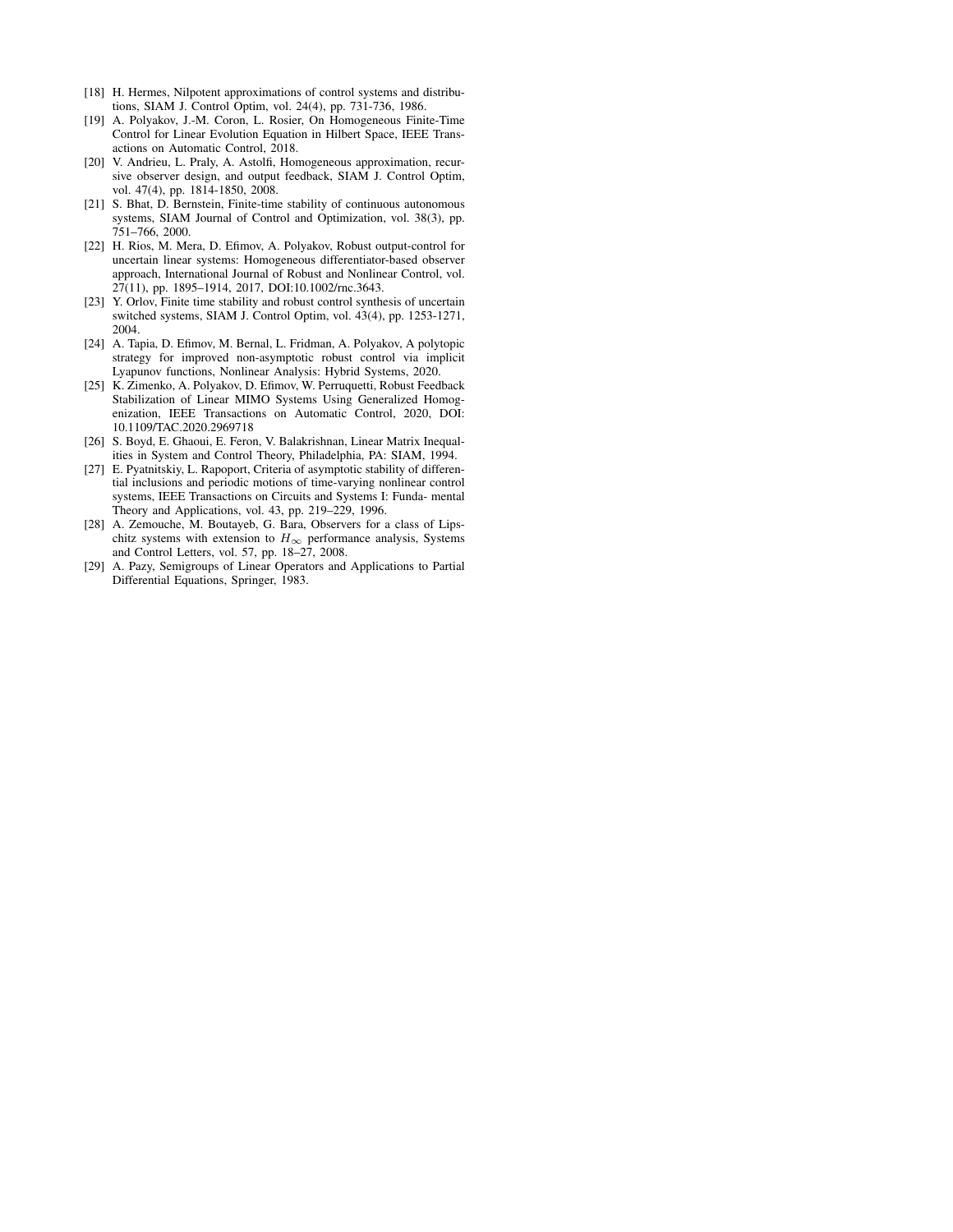[18] H. Hermes, Nilpotent approximations of control systems and distributions, SIAM J. Control Optim, vol. 24(4), pp. 731-736, 1986.

[19] A. Polyakov, J.-M. Coron, L. Rosier, On Homogeneous Finite-Time Control for Linear Evolution Equation in Hilbert Space, IEEE Transactions on Automatic Control, 2018.

[20] V. Andrieu, L. Praly, A. Astolfi, Homogeneous approximation, recursive observer design, and output feedback, SIAM J. Control Optim, vol. 47(4), pp. 1814-1850, 2008.

[21] S. Bhat, D. Bernstein, Finite-time stability of continuous autonomous systems, SIAM Journal of Control and Optimization, vol. 38(3), pp. 751–766, 2000.

[22] H. Rios, M. Mera, D. Efimov, A. Polyakov, Robust output-control for uncertain linear systems: Homogeneous differentiator-based observer approach, International Journal of Robust and Nonlinear Control, vol. 27(11), pp. 1895–1914, 2017, DOI:10.1002/rnc.3643.

[23] Y. Orlov, Finite time stability and robust control synthesis of uncertain switched systems, SIAM J. Control Optim, vol. 43(4), pp. 1253-1271, 2004.

[24] A. Tapia, D. Efimov, M. Bernal, L. Fridman, A. Polyakov, A polytopic strategy for improved non-asymptotic robust control via implicit Lyapunov functions, Nonlinear Analysis: Hybrid Systems, 2020.

[25] K. Zimenko, A. Polyakov, D. Efimov, W. Perruquetti, Robust Feedback Stabilization of Linear MIMO Systems Using Generalized Homogenization, IEEE Transactions on Automatic Control, 2020, DOI: 10.1109/TAC.2020.2969718

[26] S. Boyd, E. Ghaoui, E. Feron, V. Balakrishnan, Linear Matrix Inequalities in System and Control Theory, Philadelphia, PA: SIAM, 1994.

[27] E. Pyatnitskiy, L. Rapoport, Criteria of asymptotic stability of differential inclusions and periodic motions of time-varying nonlinear control systems, IEEE Transactions on Circuits and Systems I: Funda- mental Theory and Applications, vol. 43, pp. 219–229, 1996.

[28] A. Zemouche, M. Boutayeb, G. Bara, Observers for a class of Lipschitz systems with extension to $H_\infty$ performance analysis, Systems and Control Letters, vol. 57, pp. 18–27, 2008.

[29] A. Pazy, Semigroups of Linear Operators and Applications to Partial Differential Equations, Springer, 1983.